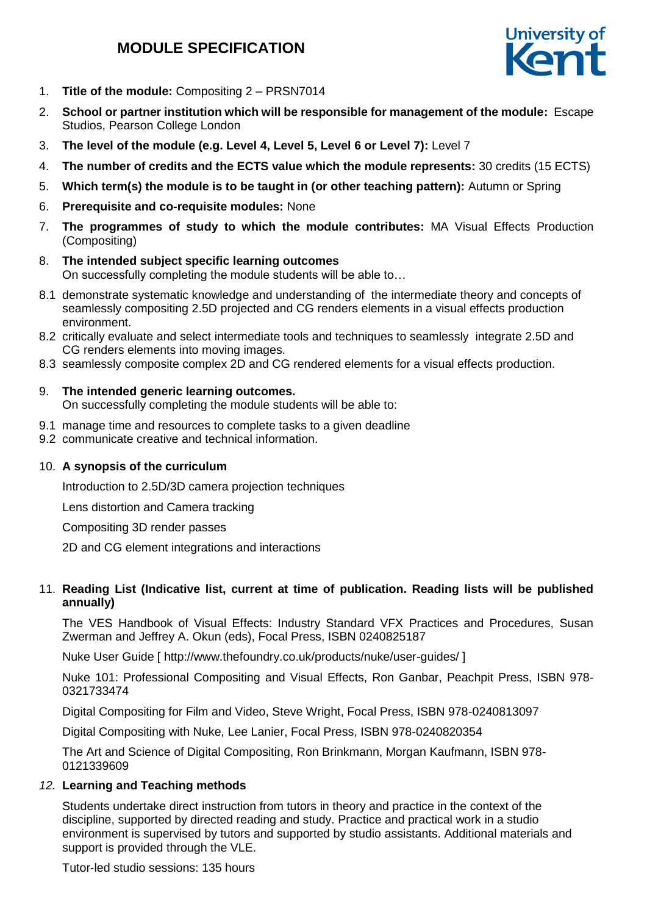# MODULE SPECIFICATION

1. **Title of the module:** Compositing 2 – PRSN7014
2. **School or partner institution which will be responsible for management of the module:** Escape Studios, Pearson College London
3. **The level of the module (e.g. Level 4, Level 5, Level 6 or Level 7):** Level 7
4. **The number of credits and the ECTS value which the module represents:** 30 credits (15 ECTS)
5. **Which term(s) the module is to be taught in (or other teaching pattern):** Autumn or Spring
6. **Prerequisite and co-requisite modules:** None
7. **The programmes of study to which the module contributes:** MA Visual Effects Production (Compositing)
8. **The intended subject specific learning outcomes**
   On successfully completing the module students will be able to…

8.1 demonstrate systematic knowledge and understanding of the intermediate theory and concepts of seamlessly compositing 2.5D projected and CG renders elements in a visual effects production environment.
8.2 critically evaluate and select intermediate tools and techniques to seamlessly integrate 2.5D and CG renders elements into moving images.
8.3 seamlessly composite complex 2D and CG rendered elements for a visual effects production.

9. **The intended generic learning outcomes.**
   On successfully completing the module students will be able to:

9.1 manage time and resources to complete tasks to a given deadline
9.2 communicate creative and technical information.

10. **A synopsis of the curriculum**

    Introduction to 2.5D/3D camera projection techniques

    Lens distortion and Camera tracking

    Compositing 3D render passes

    2D and CG element integrations and interactions

11. **Reading List (Indicative list, current at time of publication. Reading lists will be published annually)**

    The VES Handbook of Visual Effects: Industry Standard VFX Practices and Procedures, Susan Zwerman and Jeffrey A. Okun (eds), Focal Press, ISBN 0240825187

    Nuke User Guide [ http://www.thefoundry.co.uk/products/nuke/user-guides/ ]

    Nuke 101: Professional Compositing and Visual Effects, Ron Ganbar, Peachpit Press, ISBN 978-0321733474

    Digital Compositing for Film and Video, Steve Wright, Focal Press, ISBN 978-0240813097

    Digital Compositing with Nuke, Lee Lanier, Focal Press, ISBN 978-0240820354

    The Art and Science of Digital Compositing, Ron Brinkmann, Morgan Kaufmann, ISBN 978-0121339609

12. **Learning and Teaching methods**

    Students undertake direct instruction from tutors in theory and practice in the context of the discipline, supported by directed reading and study. Practice and practical work in a studio environment is supervised by tutors and supported by studio assistants. Additional materials and support is provided through the VLE.

    Tutor-led studio sessions: 135 hours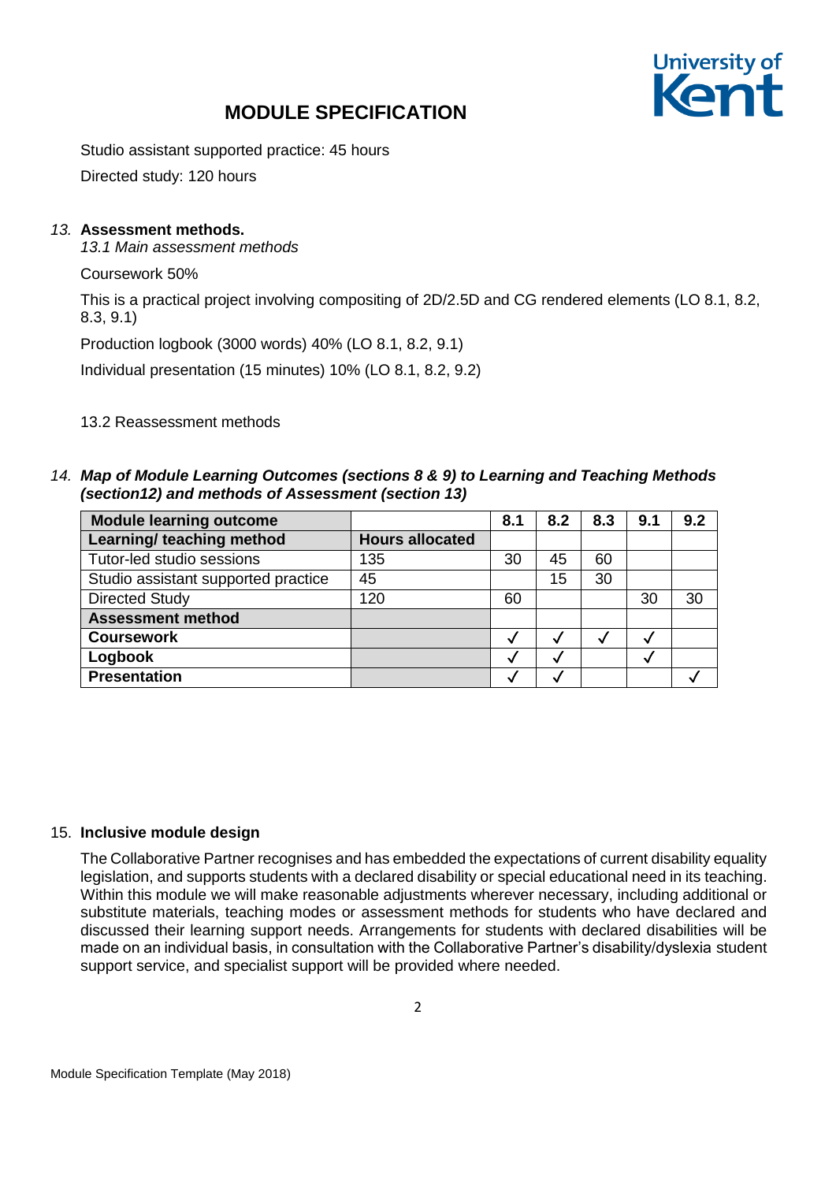Studio assistant supported practice: 45 hours

Directed study: 120 hours

13. **Assessment methods.**

*13.1 Main assessment methods*

Coursework 50%

This is a practical project involving compositing of 2D/2.5D and CG rendered elements (LO 8.1, 8.2, 8.3, 9.1)

Production logbook (3000 words) 40% (LO 8.1, 8.2, 9.1)

Individual presentation (15 minutes) 10% (LO 8.1, 8.2, 9.2)

13.2 Reassessment methods

14. ***Map of Module Learning Outcomes (sections 8 & 9) to Learning and Teaching Methods (section12) and methods of Assessment (section 13)***

| **Module learning outcome** | | **8.1** | **8.2** | **8.3** | **9.1** | **9.2** |
|---|---|---|---|---|---|---|
| **Learning/ teaching method** | **Hours allocated** | | | | | |
| Tutor-led studio sessions | 135 | 30 | 45 | 60 | | |
| Studio assistant supported practice | 45 | | 15 | 30 | | |
| Directed Study | 120 | 60 | | | 30 | 30 |
| **Assessment method** | | | | | | |
| **Coursework** | | ✓ | ✓ | ✓ | ✓ | |
| **Logbook** | | ✓ | ✓ | | ✓ | |
| **Presentation** | | ✓ | ✓ | | | ✓ |

15. **Inclusive module design**

The Collaborative Partner recognises and has embedded the expectations of current disability equality legislation, and supports students with a declared disability or special educational need in its teaching. Within this module we will make reasonable adjustments wherever necessary, including additional or substitute materials, teaching modes or assessment methods for students who have declared and discussed their learning support needs. Arrangements for students with declared disabilities will be made on an individual basis, in consultation with the Collaborative Partner's disability/dyslexia student support service, and specialist support will be provided where needed.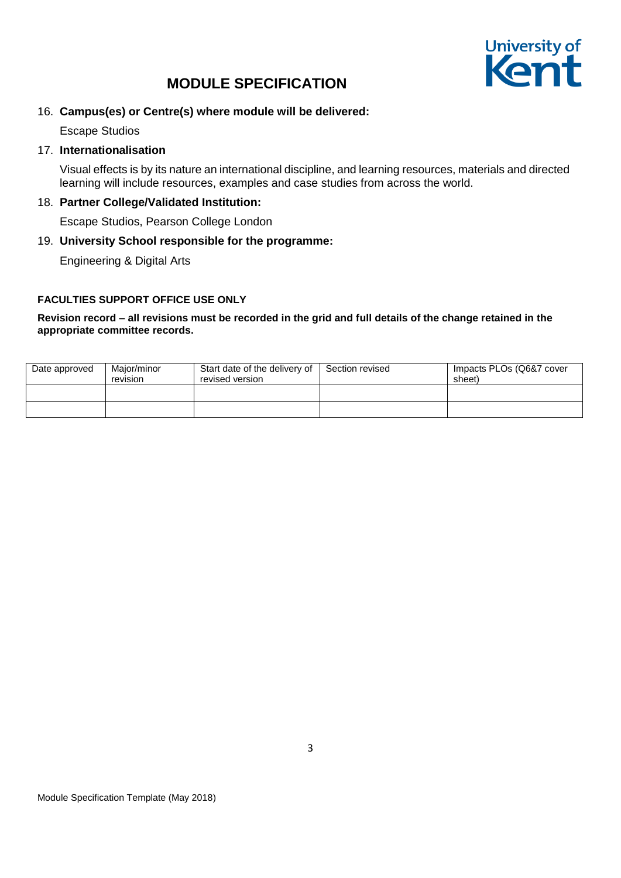# MODULE SPECIFICATION

16. **Campus(es) or Centre(s) where module will be delivered:**

    Escape Studios

17. **Internationalisation**

    Visual effects is by its nature an international discipline, and learning resources, materials and directed learning will include resources, examples and case studies from across the world.

18. **Partner College/Validated Institution:**

    Escape Studios, Pearson College London

19. **University School responsible for the programme:**

    Engineering & Digital Arts

**FACULTIES SUPPORT OFFICE USE ONLY**

**Revision record – all revisions must be recorded in the grid and full details of the change retained in the appropriate committee records.**

| Date approved | Major/minor revision | Start date of the delivery of revised version | Section revised | Impacts PLOs (Q6&7 cover sheet) |
|---|---|---|---|---|
| | | | | |
| | | | | |

Module Specification Template (May 2018)